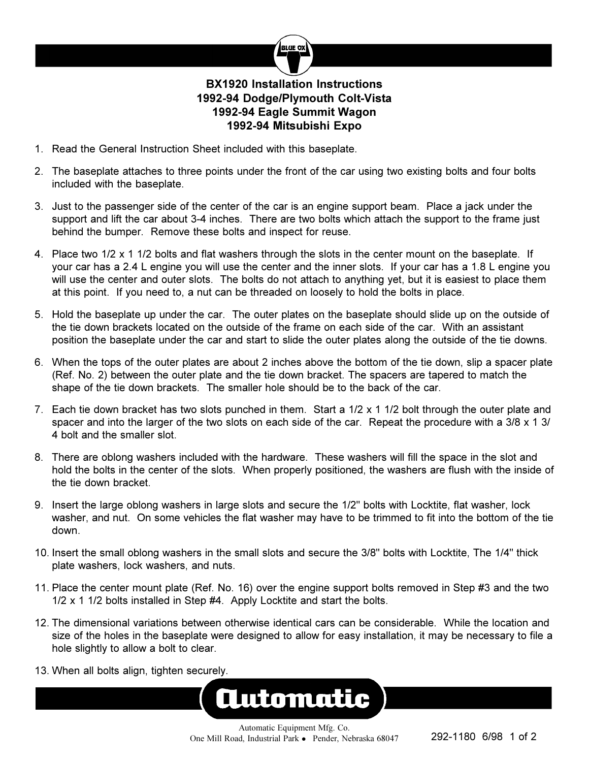# BX1920 Installation Instructions
## 1992-94 Dodge/Plymouth Colt-Vista
## 1992-94 Eagle Summit Wagon
## 1992-94 Mitsubishi Expo

1. Read the General Instruction Sheet included with this baseplate.
2. The baseplate attaches to three points under the front of the car using two existing bolts and four bolts included with the baseplate.
3. Just to the passenger side of the center of the car is an engine support beam. Place a jack under the support and lift the car about 3-4 inches. There are two bolts which attach the support to the frame just behind the bumper. Remove these bolts and inspect for reuse.
4. Place two 1/2 x 1 1/2 bolts and flat washers through the slots in the center mount on the baseplate. If your car has a 2.4 L engine you will use the center and the inner slots. If your car has a 1.8 L engine you will use the center and outer slots. The bolts do not attach to anything yet, but it is easiest to place them at this point. If you need to, a nut can be threaded on loosely to hold the bolts in place.
5. Hold the baseplate up under the car. The outer plates on the baseplate should slide up on the outside of the tie down brackets located on the outside of the frame on each side of the car. With an assistant position the baseplate under the car and start to slide the outer plates along the outside of the tie downs.
6. When the tops of the outer plates are about 2 inches above the bottom of the tie down, slip a spacer plate (Ref. No. 2) between the outer plate and the tie down bracket. The spacers are tapered to match the shape of the tie down brackets. The smaller hole should be to the back of the car.
7. Each tie down bracket has two slots punched in them. Start a 1/2 x 1 1/2 bolt through the outer plate and spacer and into the larger of the two slots on each side of the car. Repeat the procedure with a 3/8 x 1 3/4 bolt and the smaller slot.
8. There are oblong washers included with the hardware. These washers will fill the space in the slot and hold the bolts in the center of the slots. When properly positioned, the washers are flush with the inside of the tie down bracket.
9. Insert the large oblong washers in large slots and secure the 1/2" bolts with Locktite, flat washer, lock washer, and nut. On some vehicles the flat washer may have to be trimmed to fit into the bottom of the tie down.
10. Insert the small oblong washers in the small slots and secure the 3/8" bolts with Locktite, The 1/4" thick plate washers, lock washers, and nuts.
11. Place the center mount plate (Ref. No. 16) over the engine support bolts removed in Step #3 and the two 1/2 x 1 1/2 bolts installed in Step #4. Apply Locktite and start the bolts.
12. The dimensional variations between otherwise identical cars can be considerable. While the location and size of the holes in the baseplate were designed to allow for easy installation, it may be necessary to file a hole slightly to allow a bolt to clear.
13. When all bolts align, tighten securely.

Automatic Equipment Mfg. Co.
One Mill Road, Industrial Park • Pender, Nebraska 68047

292-1180 6/98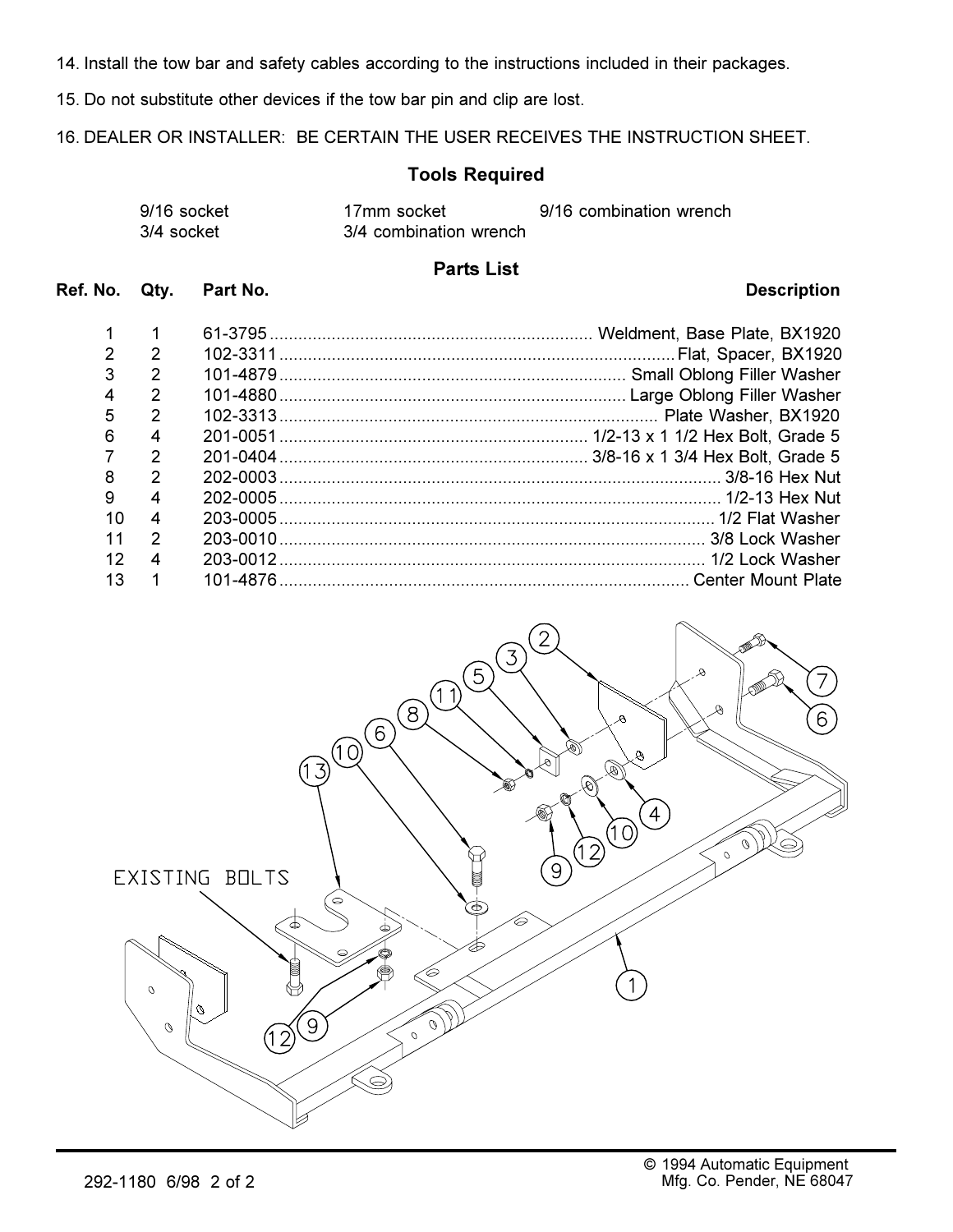14. Install the tow bar and safety cables according to the instructions included in their packages.

15. Do not substitute other devices if the tow bar pin and clip are lost.

16. DEALER OR INSTALLER: BE CERTAIN THE USER RECEIVES THE INSTRUCTION SHEET.

## Tools Required

| | | |
|---|---|---|
| 9/16 socket | 17mm socket | 9/16 combination wrench |
| 3/4 socket | 3/4 combination wrench | |

## Parts List

| Ref. No. | Qty. | Part No. | Description |
|---|---|---|---|
| 1 | 1 | 61-3795 | Weldment, Base Plate, BX1920 |
| 2 | 2 | 102-3311 | Flat, Spacer, BX1920 |
| 3 | 2 | 101-4879 | Small Oblong Filler Washer |
| 4 | 2 | 101-4880 | Large Oblong Filler Washer |
| 5 | 2 | 102-3313 | Plate Washer, BX1920 |
| 6 | 4 | 201-0051 | 1/2-13 x 1 1/2 Hex Bolt, Grade 5 |
| 7 | 2 | 201-0404 | 3/8-16 x 1 3/4 Hex Bolt, Grade 5 |
| 8 | 2 | 202-0003 | 3/8-16 Hex Nut |
| 9 | 4 | 202-0005 | 1/2-13 Hex Nut |
| 10 | 4 | 203-0005 | 1/2 Flat Washer |
| 11 | 2 | 203-0010 | 3/8 Lock Washer |
| 12 | 4 | 203-0012 | 1/2 Lock Washer |
| 13 | 1 | 101-4876 | Center Mount Plate |

EXISTING BOLTS

2 3 5 11 8 6 10 13 7 6 4 10 12 9 6 1 12 9

© 1994 Automatic Equipment Mfg. Co. Pender, NE 68047

292-1180 6/98